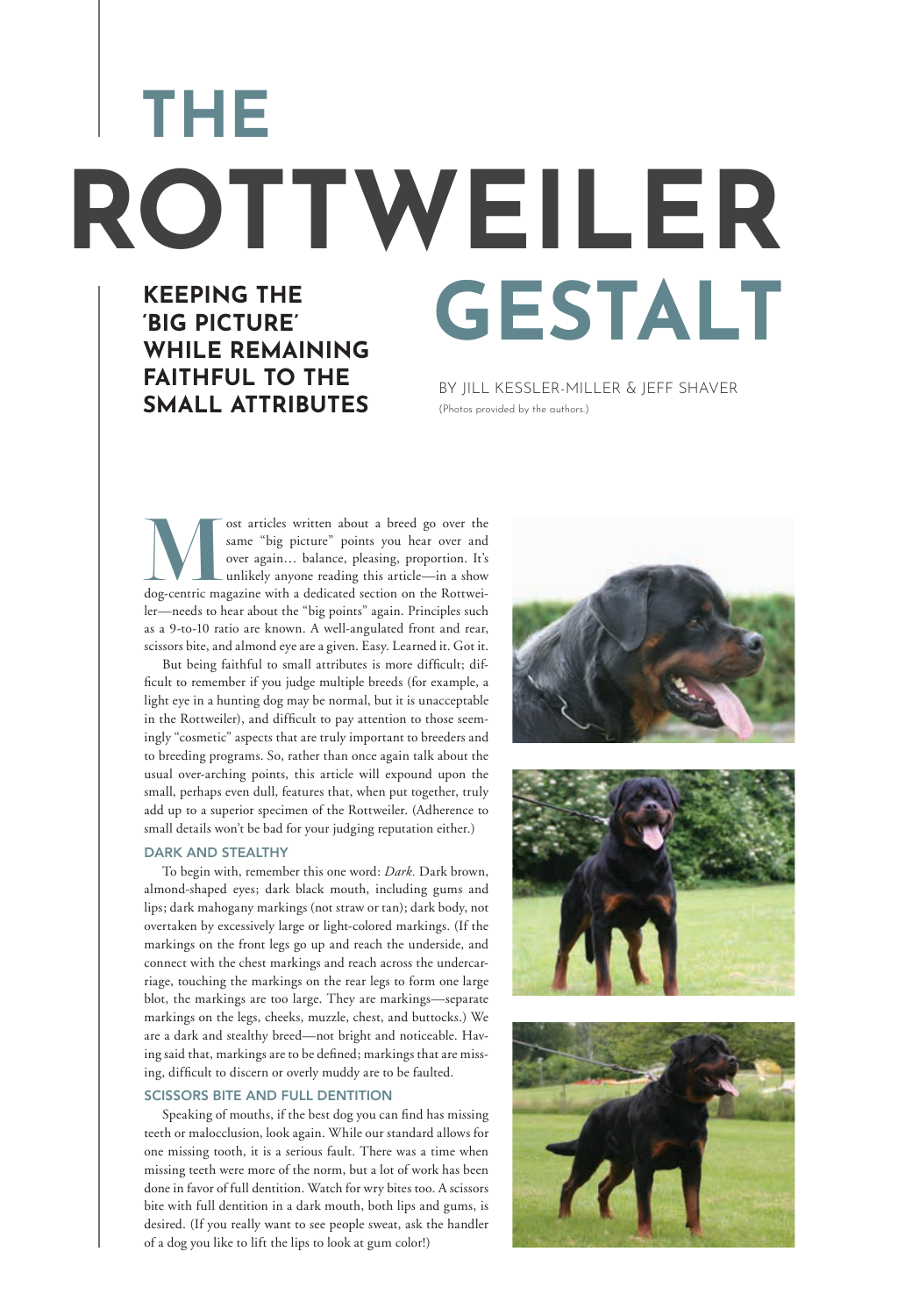# THE ROTTWEILER GESTALT

## KEEPING THE 'BIG PICTURE' WHILE REMAINING FAITHFUL TO THE SMALL ATTRIBUTES

BY JILL KESSLER-MILLER & JEFF SHAVER

(Photos provided by the authors.)

Most articles written about a breed go over the same "big picture" points you hear over and over again… balance, pleasing, proportion. It's unlikely anyone reading this article—in a show dog-centric magazine with a dedicated section on the Rottweiler—needs to hear about the "big points" again. Principles such as a 9-to-10 ratio are known. A well-angulated front and rear, scissors bite, and almond eye are a given. Easy. Learned it. Got it.

But being faithful to small attributes is more difficult; difficult to remember if you judge multiple breeds (for example, a light eye in a hunting dog may be normal, but it is unacceptable in the Rottweiler), and difficult to pay attention to those seemingly "cosmetic" aspects that are truly important to breeders and to breeding programs. So, rather than once again talk about the usual over-arching points, this article will expound upon the small, perhaps even dull, features that, when put together, truly add up to a superior specimen of the Rottweiler. (Adherence to small details won't be bad for your judging reputation either.)

### DARK AND STEALTHY

To begin with, remember this one word: *Dark.* Dark brown, almond-shaped eyes; dark black mouth, including gums and lips; dark mahogany markings (not straw or tan); dark body, not overtaken by excessively large or light-colored markings. (If the markings on the front legs go up and reach the underside, and connect with the chest markings and reach across the undercarriage, touching the markings on the rear legs to form one large blot, the markings are too large. They are markings—separate markings on the legs, cheeks, muzzle, chest, and buttocks.) We are a dark and stealthy breed—not bright and noticeable. Having said that, markings are to be defined; markings that are missing, difficult to discern or overly muddy are to be faulted.

### SCISSORS BITE AND FULL DENTITION

Speaking of mouths, if the best dog you can find has missing teeth or malocclusion, look again. While our standard allows for one missing tooth, it is a serious fault. There was a time when missing teeth were more of the norm, but a lot of work has been done in favor of full dentition. Watch for wry bites too. A scissors bite with full dentition in a dark mouth, both lips and gums, is desired. (If you really want to see people sweat, ask the handler of a dog you like to lift the lips to look at gum color!)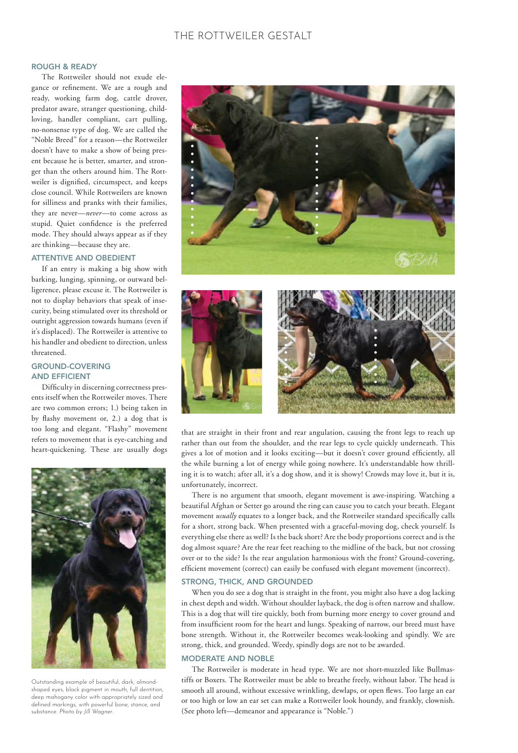## ROUGH & READY

The Rottweiler should not exude elegance or refinement. We are a rough and ready, working farm dog, cattle drover, predator aware, stranger questioning, child-loving, handler compliant, cart pulling, no-nonsense type of dog. We are called the "Noble Breed" for a reason—the Rottweiler doesn't have to make a show of being present because he is better, smarter, and stronger than the others around him. The Rottweiler is dignified, circumspect, and keeps close council. While Rottweilers are known for silliness and pranks with their families, they are never—*never*—to come across as stupid. Quiet confidence is the preferred mode. They should always appear as if they are thinking—because they are.

## ATTENTIVE AND OBEDIENT

If an entry is making a big show with barking, lunging, spinning, or outward belligerence, please excuse it. The Rottweiler is not to display behaviors that speak of insecurity, being stimulated over its threshold or outright aggression towards humans (even if it's displaced). The Rottweiler is attentive to his handler and obedient to direction, unless threatened.

## GROUND-COVERING AND EFFICIENT

Difficulty in discerning correctness presents itself when the Rottweiler moves. There are two common errors; 1.) being taken in by flashy movement or, 2.) a dog that is too long and elegant. "Flashy" movement refers to movement that is eye-catching and heart-quickening. These are usually dogs that are straight in their front and rear angulation, causing the front legs to reach up rather than out from the shoulder, and the rear legs to cycle quickly underneath. This gives a lot of motion and it looks exciting—but it doesn't cover ground efficiently, all the while burning a lot of energy while going nowhere. It's understandable how thrilling it is to watch; after all, it's a dog show, and it is showy! Crowds may love it, but it is, unfortunately, incorrect.

There is no argument that smooth, elegant movement is awe-inspiring. Watching a beautiful Afghan or Setter go around the ring can cause you to catch your breath. Elegant movement *usually* equates to a longer back, and the Rottweiler standard specifically calls for a short, strong back. When presented with a graceful-moving dog, check yourself. Is everything else there as well? Is the body proportions correct and is the dog almost square? Are the rear feet reaching to the midline of the back, but not crossing over or to the side? Is the rear angulation harmonious with the front? Ground-covering, efficient movement (correct) can easily be confused with elegant movement (incorrect).

Outstanding example of beautiful, dark, almond-shaped eyes, black pigment in mouth, full dentition, deep mahogany color with appropriately sized and defined markings, with powerful bone, stance, and substance. *Photo by Jill Wagner.*

## STRONG, THICK, AND GROUNDED

When you do see a dog that is straight in the front, you might also have a dog lacking in chest depth and width. Without shoulder layback, the dog is often narrow and shallow. This is a dog that will tire quickly, both from burning more energy to cover ground and from insufficient room for the heart and lungs. Speaking of narrow, our breed must have bone strength. Without it, the Rottweiler becomes weak-looking and spindly. We are strong, thick, and grounded. Weedy, spindly dogs are not to be awarded.

## MODERATE AND NOBLE

The Rottweiler is moderate in head type. We are not short-muzzled like Bullmastiffs or Boxers. The Rottweiler must be able to breathe freely, without labor. The head is smooth all around, without excessive wrinkling, dewlaps, or open flews. Too large an ear or too high or low an ear set can make a Rottweiler look houndy, and frankly, clownish. (See photo left—demeanor and appearance is "Noble.")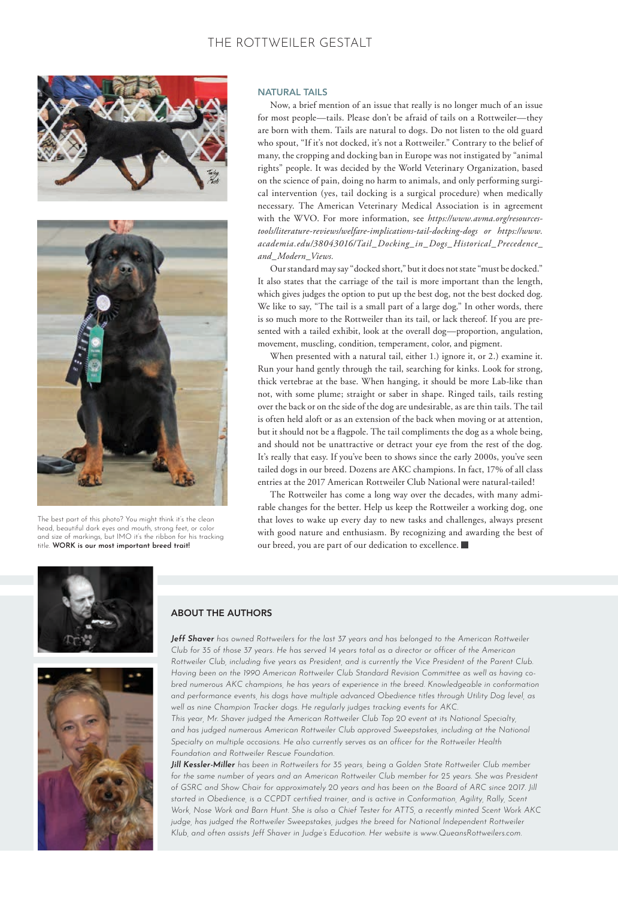## NATURAL TAILS

Now, a brief mention of an issue that really is no longer much of an issue for most people—tails. Please don't be afraid of tails on a Rottweiler—they are born with them. Tails are natural to dogs. Do not listen to the old guard who spout, "If it's not docked, it's not a Rottweiler." Contrary to the belief of many, the cropping and docking ban in Europe was not instigated by "animal rights" people. It was decided by the World Veterinary Organization, based on the science of pain, doing no harm to animals, and only performing surgical intervention (yes, tail docking is a surgical procedure) when medically necessary. The American Veterinary Medical Association is in agreement with the WVO. For more information, see *https://www.avma.org/resources-tools/literature-reviews/welfare-implications-tail-docking-dogs or https://www.academia.edu/38043016/Tail_Docking_in_Dogs_Historical_Precedence_and_Modern_Views.*

Our standard may say "docked short," but it does not state "must be docked." It also states that the carriage of the tail is more important than the length, which gives judges the option to put up the best dog, not the best docked dog. We like to say, "The tail is a small part of a large dog." In other words, there is so much more to the Rottweiler than its tail, or lack thereof. If you are presented with a tailed exhibit, look at the overall dog—proportion, angulation, movement, muscling, condition, temperament, color, and pigment.

When presented with a natural tail, either 1.) ignore it, or 2.) examine it. Run your hand gently through the tail, searching for kinks. Look for strong, thick vertebrae at the base. When hanging, it should be more Lab-like than not, with some plume; straight or saber in shape. Ringed tails, tails resting over the back or on the side of the dog are undesirable, as are thin tails. The tail is often held aloft or as an extension of the back when moving or at attention, but it should not be a flagpole. The tail compliments the dog as a whole being, and should not be unattractive or detract your eye from the rest of the dog. It's really that easy. If you've been to shows since the early 2000s, you've seen tailed dogs in our breed. Dozens are AKC champions. In fact, 17% of all class entries at the 2017 American Rottweiler Club National were natural-tailed!

The Rottweiler has come a long way over the decades, with many admirable changes for the better. Help us keep the Rottweiler a working dog, one that loves to wake up every day to new tasks and challenges, always present with good nature and enthusiasm. By recognizing and awarding the best of our breed, you are part of our dedication to excellence. ■

The best part of this photo? You might think it's the clean head, beautiful dark eyes and mouth, strong feet, or color and size of markings, but IMO it's the ribbon for his tracking title. **WORK is our most important breed trait!**

## ABOUT THE AUTHORS

***Jeff Shaver*** *has owned Rottweilers for the last 37 years and has belonged to the American Rottweiler Club for 35 of those 37 years. He has served 14 years total as a director or officer of the American Rottweiler Club, including five years as President, and is currently the Vice President of the Parent Club. Having been on the 1990 American Rottweiler Club Standard Revision Committee as well as having co-bred numerous AKC champions, he has years of experience in the breed. Knowledgeable in conformation and performance events, his dogs have multiple advanced Obedience titles through Utility Dog level, as well as nine Champion Tracker dogs. He regularly judges tracking events for AKC.*

*This year, Mr. Shaver judged the American Rottweiler Club Top 20 event at its National Specialty, and has judged numerous American Rottweiler Club approved Sweepstakes, including at the National Specialty on multiple occasions. He also currently serves as an officer for the Rottweiler Health Foundation and Rottweiler Rescue Foundation.*

***Jill Kessler-Miller*** *has been in Rottweilers for 35 years, being a Golden State Rottweiler Club member for the same number of years and an American Rottweiler Club member for 25 years. She was President of GSRC and Show Chair for approximately 20 years and has been on the Board of ARC since 2017. Jill started in Obedience, is a CCPDT certified trainer, and is active in Conformation, Agility, Rally, Scent Work, Nose Work and Barn Hunt. She is also a Chief Tester for ATTS, a recently minted Scent Work AKC judge, has judged the Rottweiler Sweepstakes, judges the breed for National Independent Rottweiler Klub, and often assists Jeff Shaver in Judge's Education. Her website is www.QueansRottweilers.com.*